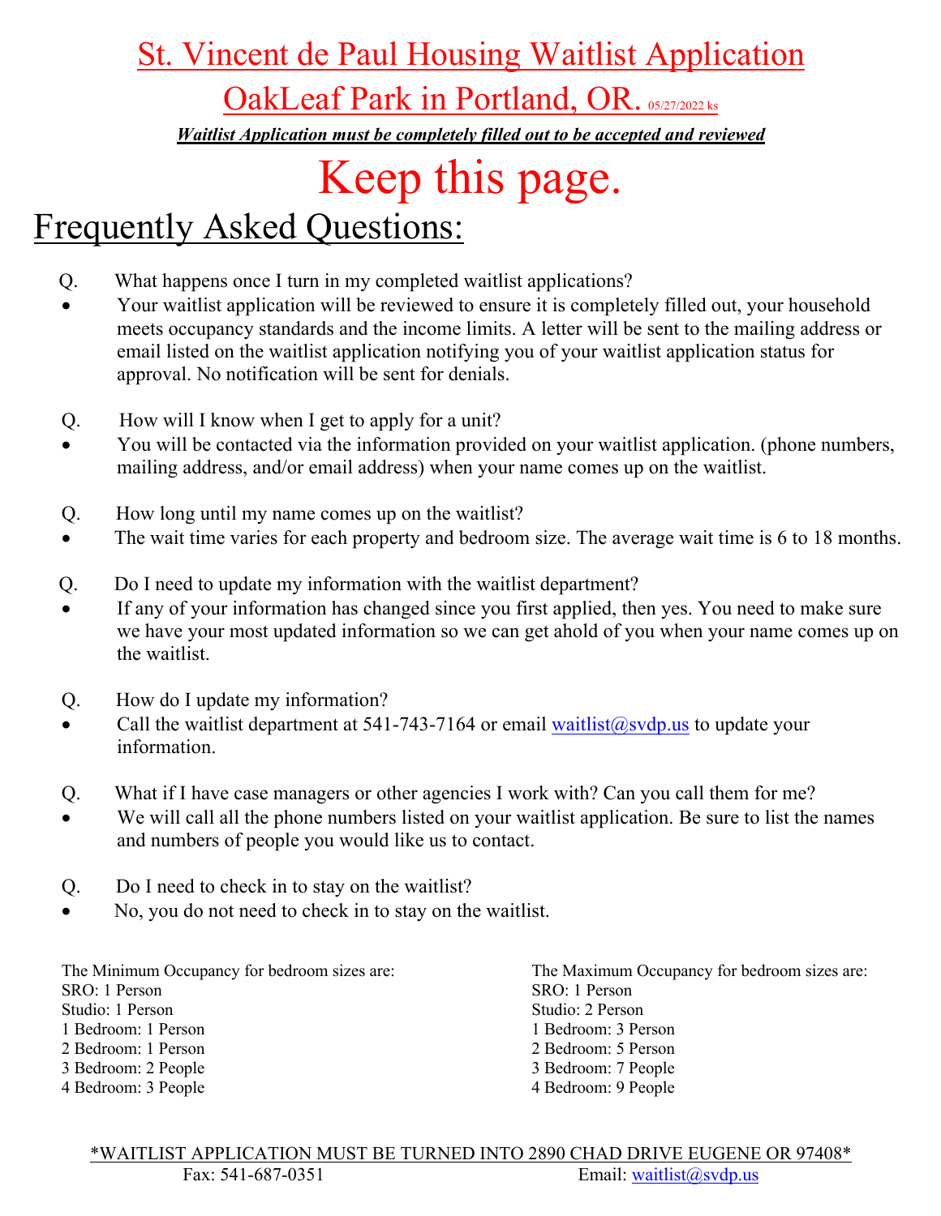# St. Vincent de Paul Housing Waitlist Application

## OakLeaf Park in Portland, OR. 05/27/2022 ks

***Waitlist Application must be completely filled out to be accepted and reviewed***

# Keep this page.

## Frequently Asked Questions:

Q. What happens once I turn in my completed waitlist applications?

- Your waitlist application will be reviewed to ensure it is completely filled out, your household meets occupancy standards and the income limits. A letter will be sent to the mailing address or email listed on the waitlist application notifying you of your waitlist application status for approval. No notification will be sent for denials.

Q. How will I know when I get to apply for a unit?

- You will be contacted via the information provided on your waitlist application. (phone numbers, mailing address, and/or email address) when your name comes up on the waitlist.

Q. How long until my name comes up on the waitlist?

- The wait time varies for each property and bedroom size. The average wait time is 6 to 18 months.

Q. Do I need to update my information with the waitlist department?

- If any of your information has changed since you first applied, then yes. You need to make sure we have your most updated information so we can get ahold of you when your name comes up on the waitlist.

Q. How do I update my information?

- Call the waitlist department at 541-743-7164 or email waitlist@svdp.us to update your information.

Q. What if I have case managers or other agencies I work with? Can you call them for me?

- We will call all the phone numbers listed on your waitlist application. Be sure to list the names and numbers of people you would like us to contact.

Q. Do I need to check in to stay on the waitlist?

- No, you do not need to check in to stay on the waitlist.

The Minimum Occupancy for bedroom sizes are:
SRO: 1 Person
Studio: 1 Person
1 Bedroom: 1 Person
2 Bedroom: 1 Person
3 Bedroom: 2 People
4 Bedroom: 3 People

The Maximum Occupancy for bedroom sizes are:
SRO: 1 Person
Studio: 2 Person
1 Bedroom: 3 Person
2 Bedroom: 5 Person
3 Bedroom: 7 People
4 Bedroom: 9 People

*WAITLIST APPLICATION MUST BE TURNED INTO 2890 CHAD DRIVE EUGENE OR 97408*

Fax: 541-687-0351 Email: waitlist@svdp.us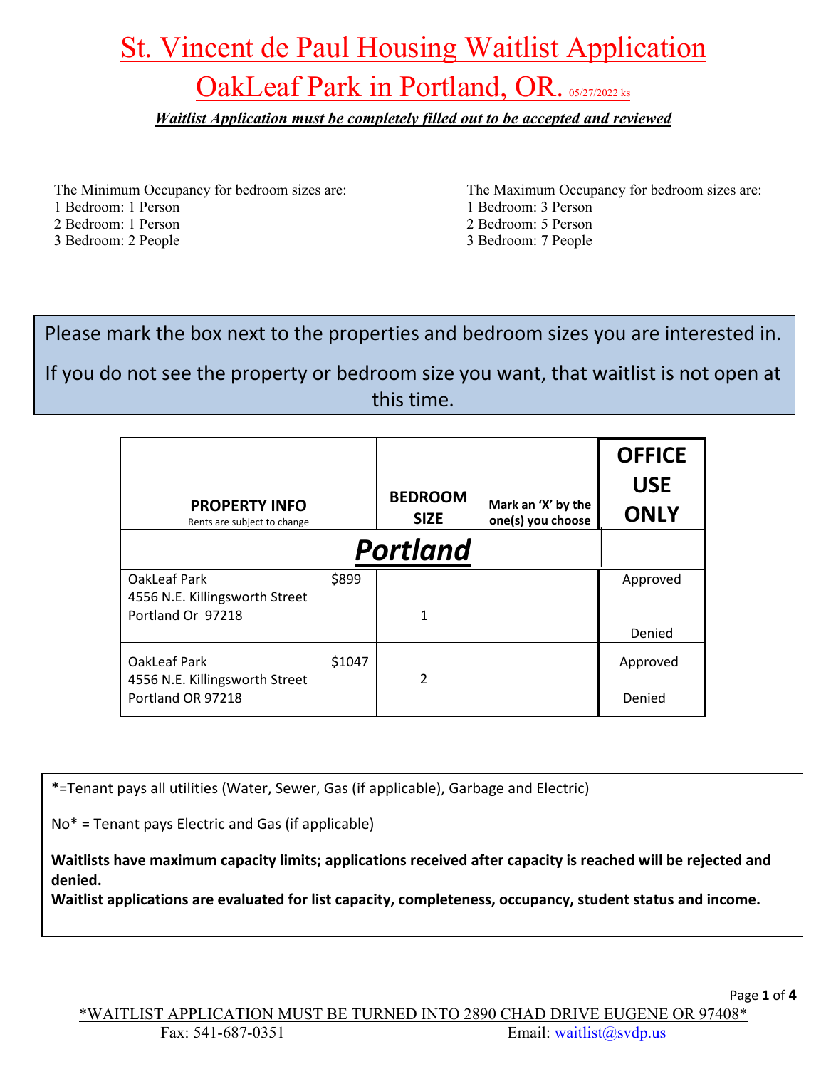# St. Vincent de Paul Housing Waitlist Application

# OakLeaf Park in Portland, OR. 05/27/2022 ks

***Waitlist Application must be completely filled out to be accepted and reviewed***

The Minimum Occupancy for bedroom sizes are:
1 Bedroom: 1 Person
2 Bedroom: 1 Person
3 Bedroom: 2 People

The Maximum Occupancy for bedroom sizes are:
1 Bedroom: 3 Person
2 Bedroom: 5 Person
3 Bedroom: 7 People

Please mark the box next to the properties and bedroom sizes you are interested in.

If you do not see the property or bedroom size you want, that waitlist is not open at this time.

| **PROPERTY INFO** Rents are subject to change | | **BEDROOM SIZE** | **Mark an 'X' by the one(s) you choose** | **OFFICE USE ONLY** |
|---|---|---|---|---|
| ***Portland*** | | | | |
| OakLeaf Park 4556 N.E. Killingsworth Street Portland Or 97218 | $899 | 1 | | Approved Denied |
| OakLeaf Park 4556 N.E. Killingsworth Street Portland OR 97218 | $1047 | 2 | | Approved Denied |

*=Tenant pays all utilities (Water, Sewer, Gas (if applicable), Garbage and Electric)

No* = Tenant pays Electric and Gas (if applicable)

**Waitlists have maximum capacity limits; applications received after capacity is reached will be rejected and denied.**
**Waitlist applications are evaluated for list capacity, completeness, occupancy, student status and income.**

*WAITLIST APPLICATION MUST BE TURNED INTO 2890 CHAD DRIVE EUGENE OR 97408*
Fax: 541-687-0351 Email: waitlist@svdp.us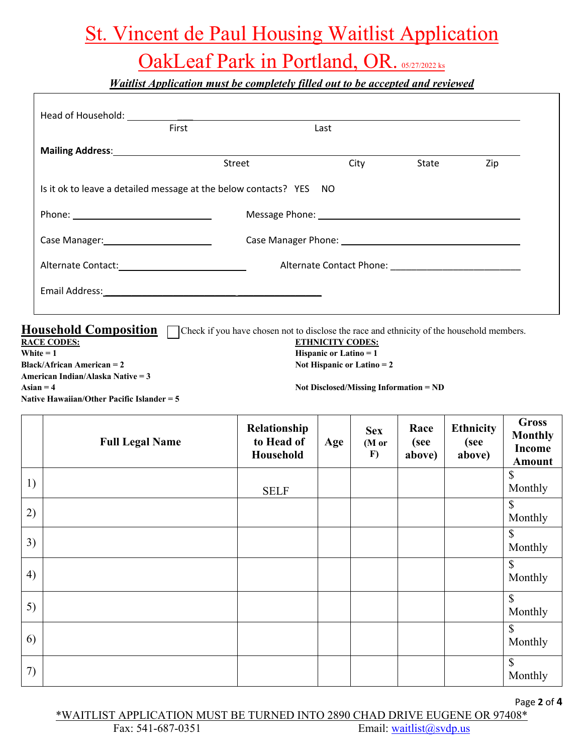# St. Vincent de Paul Housing Waitlist Application

# OakLeaf Park in Portland, OR. 05/27/2022 ks

***Waitlist Application must be completely filled out to be accepted and reviewed***

Head of Household: ______________________________________________
First Last

**Mailing Address**: ______________________________________________
Street City State Zip

Is it ok to leave a detailed message at the below contacts? YES NO

Phone: ______________________ Message Phone: ______________________

Case Manager: ______________________ Case Manager Phone: ______________________

Alternate Contact: ______________________ Alternate Contact Phone: ______________________

Email Address: ______________________

## Household Composition

☐ Check if you have chosen not to disclose the race and ethnicity of the household members.

**RACE CODES:**
**White = 1**
**Black/African American = 2**
**American Indian/Alaska Native = 3**
**Asian = 4**
**Native Hawaiian/Other Pacific Islander = 5**

**ETHNICITY CODES:**
**Hispanic or Latino = 1**
**Not Hispanic or Latino = 2**

**Not Disclosed/Missing Information = ND**

| | Full Legal Name | Relationship to Head of Household | Age | Sex (M or F) | Race (see above) | Ethnicity (see above) | Gross Monthly Income Amount |
|---|---|---|---|---|---|---|---|
| 1) | | SELF | | | | | $ Monthly |
| 2) | | | | | | | $ Monthly |
| 3) | | | | | | | $ Monthly |
| 4) | | | | | | | $ Monthly |
| 5) | | | | | | | $ Monthly |
| 6) | | | | | | | $ Monthly |
| 7) | | | | | | | $ Monthly |

*WAITLIST APPLICATION MUST BE TURNED INTO 2890 CHAD DRIVE EUGENE OR 97408*
Fax: 541-687-0351 Email: waitlist@svdp.us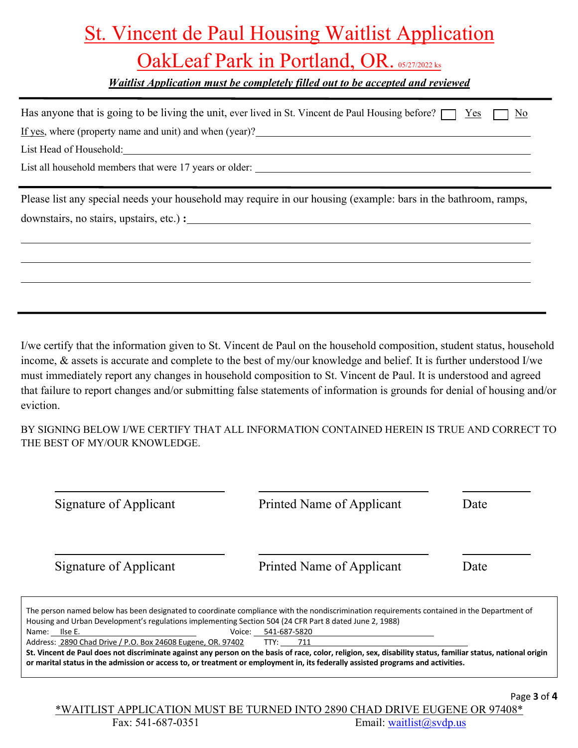# St. Vincent de Paul Housing Waitlist Application

## OakLeaf Park in Portland, OR. 05/27/2022 ks

***Waitlist Application must be completely filled out to be accepted and reviewed***

---

Has anyone that is going to be living the unit, ever lived in St. Vincent de Paul Housing before? ☐ Yes ☐ No

If yes, where (property name and unit) and when (year)? ____________________

List Head of Household: ____________________

List all household members that were 17 years or older: ____________________

---

Please list any special needs your household may require in our housing (example: bars in the bathroom, ramps, downstairs, no stairs, upstairs, etc.) **:** ____________________

____________________

____________________

____________________

---

I/we certify that the information given to St. Vincent de Paul on the household composition, student status, household income, & assets is accurate and complete to the best of my/our knowledge and belief. It is further understood I/we must immediately report any changes in household composition to St. Vincent de Paul. It is understood and agreed that failure to report changes and/or submitting false statements of information is grounds for denial of housing and/or eviction.

BY SIGNING BELOW I/WE CERTIFY THAT ALL INFORMATION CONTAINED HEREIN IS TRUE AND CORRECT TO THE BEST OF MY/OUR KNOWLEDGE.

| Signature of Applicant | Printed Name of Applicant | Date |
|---|---|---|
| | | |

| Signature of Applicant | Printed Name of Applicant | Date |
|---|---|---|
| | | |

The person named below has been designated to coordinate compliance with the nondiscrimination requirements contained in the Department of Housing and Urban Development's regulations implementing Section 504 (24 CFR Part 8 dated June 2, 1988)

Name: Ilse E. Voice: 541-687-5820

Address: 2890 Chad Drive / P.O. Box 24608 Eugene, OR. 97402 TTY: 711

**St. Vincent de Paul does not discriminate against any person on the basis of race, color, religion, sex, disability status, familiar status, national origin or marital status in the admission or access to, or treatment or employment in, its federally assisted programs and activities.**

*WAITLIST APPLICATION MUST BE TURNED INTO 2890 CHAD DRIVE EUGENE OR 97408*

Fax: 541-687-0351 Email: waitlist@svdp.us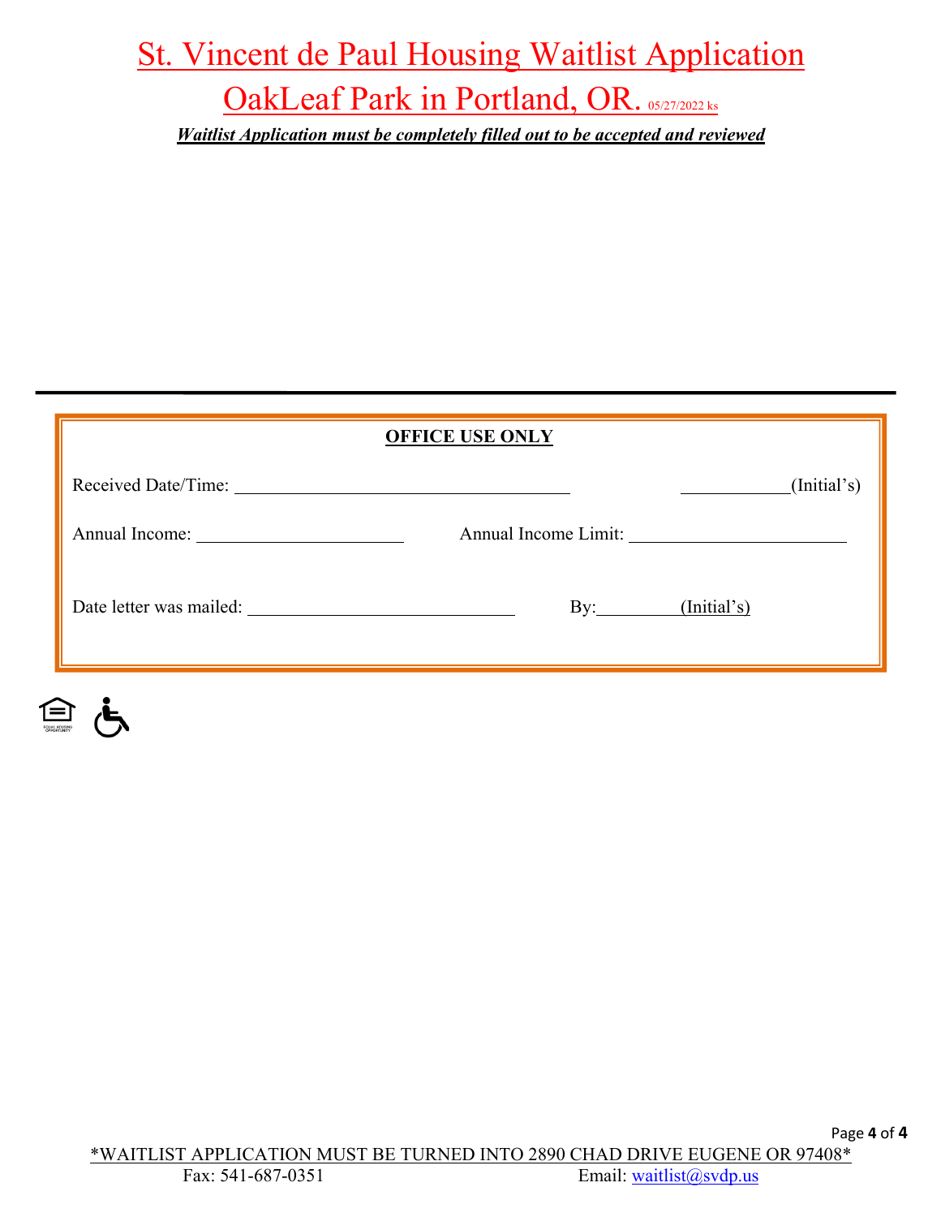# St. Vincent de Paul Housing Waitlist Application

## OakLeaf Park in Portland, OR. 05/27/2022 ks

***Waitlist Application must be completely filled out to be accepted and reviewed***

---

**OFFICE USE ONLY**

Received Date/Time: ____________________________________ ____________(Initial's)

Annual Income: ______________________ Annual Income Limit: ______________________

Date letter was mailed: ____________________________ By:_________(Initial's)

*WAITLIST APPLICATION MUST BE TURNED INTO 2890 CHAD DRIVE EUGENE OR 97408*

Fax: 541-687-0351 Email: waitlist@svdp.us